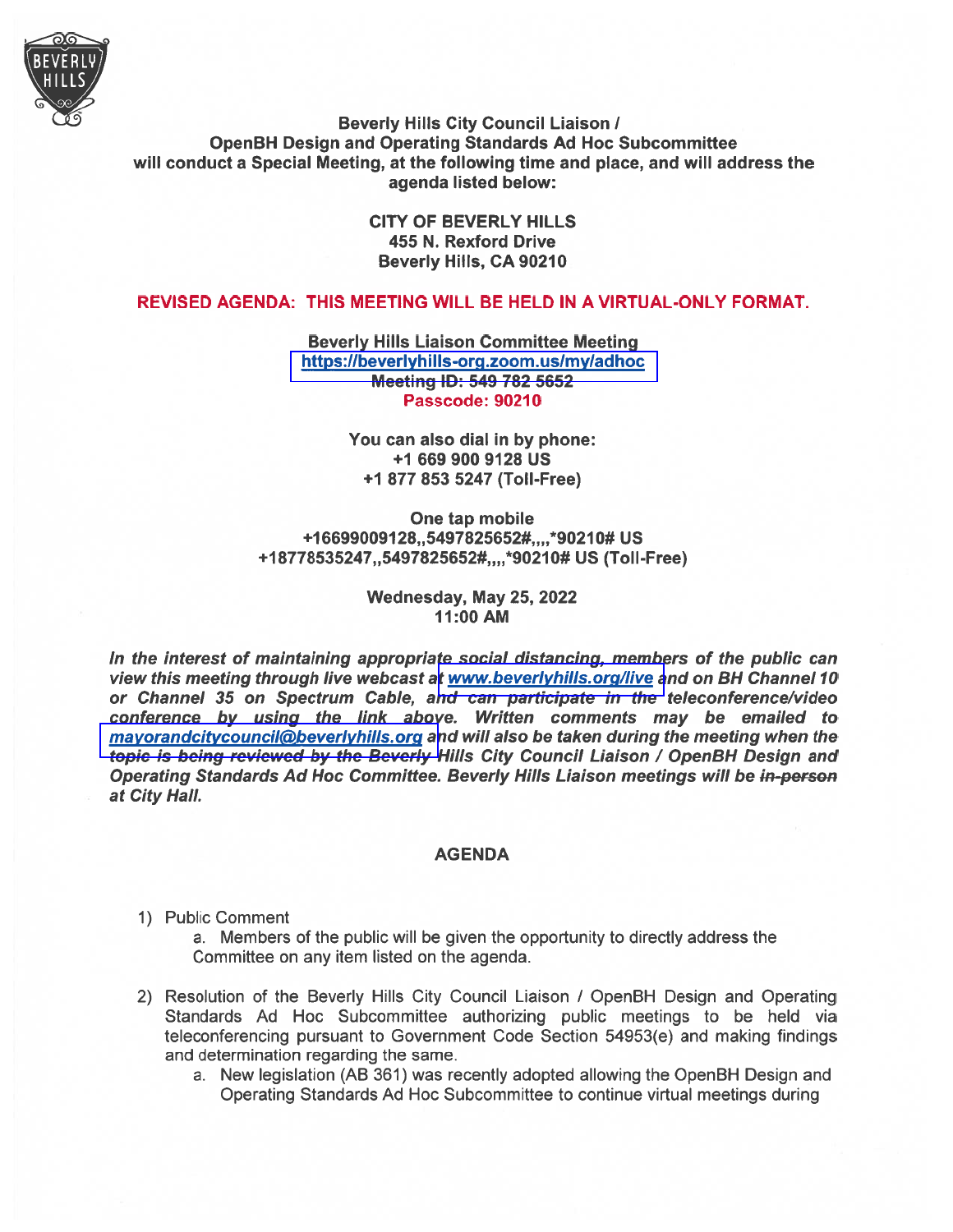**Beverly Hills City Council Liaison / OpenBH Design and Operating Standards Ad Hoc Subcommittee will conduct a Special Meeting, at the following time and place, and will address the agenda listed below:**

**CITY OF BEVERLY HILLS**
**455 N. Rexford Drive**
**Beverly Hills, CA 90210**

**REVISED AGENDA: THIS MEETING WILL BE HELD IN A VIRTUAL-ONLY FORMAT.**

**Beverly Hills Liaison Committee Meeting**
**https://beverlyhills-org.zoom.us/my/adhoc**
**~~Meeting ID: 549 782 5652~~**
**Passcode: 90210**

**You can also dial in by phone:**
**+1 669 900 9128 US**
**+1 877 853 5247 (Toll-Free)**

**One tap mobile**
**+16699009128,,5497825652#,,,,*90210# US**
**+18778535247,,5497825652#,,,,*90210# US (Toll-Free)**

**Wednesday, May 25, 2022**
**11:00 AM**

***In the interest of maintaining appropriate social distancing, members of the public can view this meeting through live webcast at www.beverlyhills.org/live and on BH Channel 10 or Channel 35 on Spectrum Cable, and can participate in the teleconference/video conference by using the link above. Written comments may be emailed to mayorandcitycouncil@beverlyhills.org and will also be taken during the meeting when the topic is being reviewed by the Beverly Hills City Council Liaison / OpenBH Design and Operating Standards Ad Hoc Committee. Beverly Hills Liaison meetings will be ~~in-person~~ at City Hall.***

## AGENDA

1) Public Comment
   a. Members of the public will be given the opportunity to directly address the Committee on any item listed on the agenda.

2) Resolution of the Beverly Hills City Council Liaison / OpenBH Design and Operating Standards Ad Hoc Subcommittee authorizing public meetings to be held via teleconferencing pursuant to Government Code Section 54953(e) and making findings and determination regarding the same.
   a. New legislation (AB 361) was recently adopted allowing the OpenBH Design and Operating Standards Ad Hoc Subcommittee to continue virtual meetings during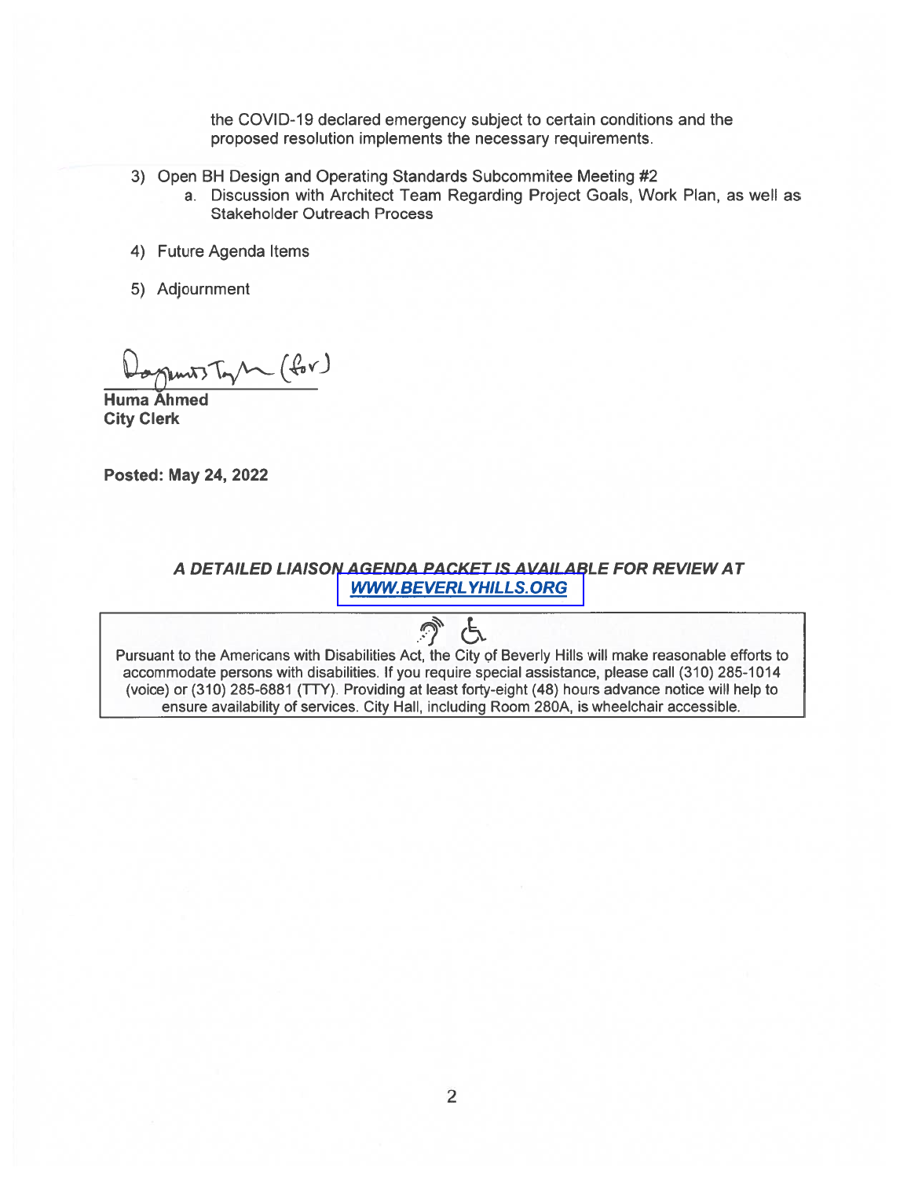the COVID-19 declared emergency subject to certain conditions and the proposed resolution implements the necessary requirements.

3) Open BH Design and Operating Standards Subcommitee Meeting #2
   a. Discussion with Architect Team Regarding Project Goals, Work Plan, as well as Stakeholder Outreach Process

4) Future Agenda Items

5) Adjournment

Dagmar Taylor (for)

**Huma Ahmed**
**City Clerk**

**Posted: May 24, 2022**

***A DETAILED LIAISON AGENDA PACKET IS AVAILABLE FOR REVIEW AT WWW.BEVERLYHILLS.ORG***

Pursuant to the Americans with Disabilities Act, the City of Beverly Hills will make reasonable efforts to accommodate persons with disabilities. If you require special assistance, please call (310) 285-1014 (voice) or (310) 285-6881 (TTY). Providing at least forty-eight (48) hours advance notice will help to ensure availability of services. City Hall, including Room 280A, is wheelchair accessible.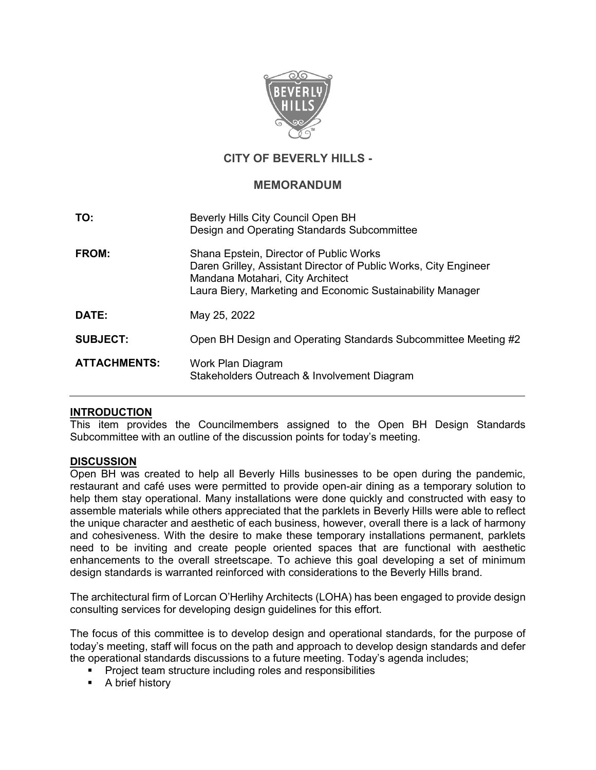# CITY OF BEVERLY HILLS -

## MEMORANDUM

**TO:** Beverly Hills City Council Open BH Design and Operating Standards Subcommittee

**FROM:** Shana Epstein, Director of Public Works
Daren Grilley, Assistant Director of Public Works, City Engineer
Mandana Motahari, City Architect
Laura Biery, Marketing and Economic Sustainability Manager

**DATE:** May 25, 2022

**SUBJECT:** Open BH Design and Operating Standards Subcommittee Meeting #2

**ATTACHMENTS:** Work Plan Diagram
Stakeholders Outreach & Involvement Diagram

---

**INTRODUCTION**

This item provides the Councilmembers assigned to the Open BH Design Standards Subcommittee with an outline of the discussion points for today's meeting.

**DISCUSSION**

Open BH was created to help all Beverly Hills businesses to be open during the pandemic, restaurant and café uses were permitted to provide open-air dining as a temporary solution to help them stay operational. Many installations were done quickly and constructed with easy to assemble materials while others appreciated that the parklets in Beverly Hills were able to reflect the unique character and aesthetic of each business, however, overall there is a lack of harmony and cohesiveness. With the desire to make these temporary installations permanent, parklets need to be inviting and create people oriented spaces that are functional with aesthetic enhancements to the overall streetscape. To achieve this goal developing a set of minimum design standards is warranted reinforced with considerations to the Beverly Hills brand.

The architectural firm of Lorcan O'Herlihy Architects (LOHA) has been engaged to provide design consulting services for developing design guidelines for this effort.

The focus of this committee is to develop design and operational standards, for the purpose of today's meeting, staff will focus on the path and approach to develop design standards and defer the operational standards discussions to a future meeting. Today's agenda includes;

- Project team structure including roles and responsibilities
- A brief history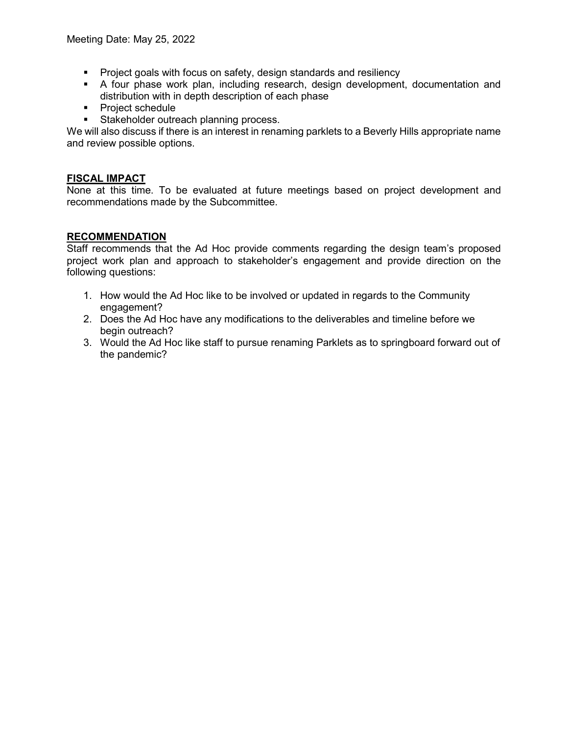- Project goals with focus on safety, design standards and resiliency
- A four phase work plan, including research, design development, documentation and distribution with in depth description of each phase
- Project schedule
- Stakeholder outreach planning process.

We will also discuss if there is an interest in renaming parklets to a Beverly Hills appropriate name and review possible options.

## FISCAL IMPACT

None at this time. To be evaluated at future meetings based on project development and recommendations made by the Subcommittee.

## RECOMMENDATION

Staff recommends that the Ad Hoc provide comments regarding the design team's proposed project work plan and approach to stakeholder's engagement and provide direction on the following questions:

1. How would the Ad Hoc like to be involved or updated in regards to the Community engagement?
2. Does the Ad Hoc have any modifications to the deliverables and timeline before we begin outreach?
3. Would the Ad Hoc like staff to pursue renaming Parklets as to springboard forward out of the pandemic?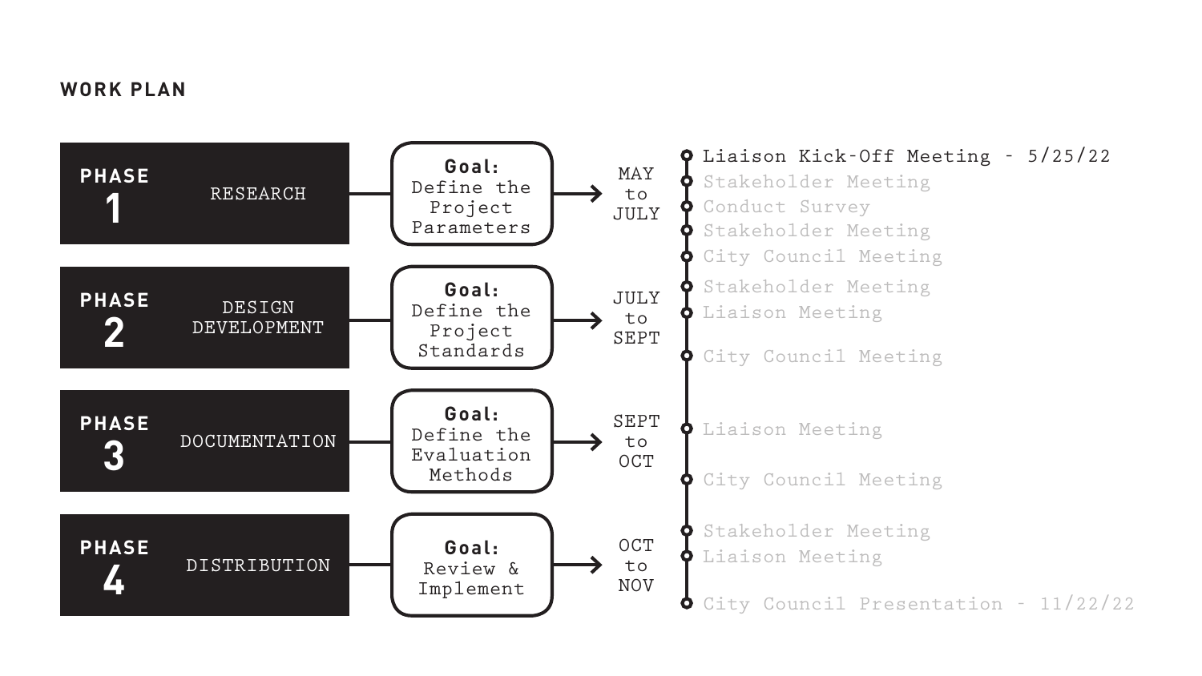## WORK PLAN

| Phase | | Goal | Timeline |
|---|---|---|---|
| **PHASE 1** | RESEARCH | **Goal:** Define the Project Parameters | MAY to JULY |
| **PHASE 2** | DESIGN DEVELOPMENT | **Goal:** Define the Project Standards | JULY to SEPT |
| **PHASE 3** | DOCUMENTATION | **Goal:** Define the Evaluation Methods | SEPT to OCT |
| **PHASE 4** | DISTRIBUTION | **Goal:** Review & Implement | OCT to NOV |

- Liaison Kick-Off Meeting - 5/25/22
- Stakeholder Meeting
- Conduct Survey
- Stakeholder Meeting
- City Council Meeting
- Stakeholder Meeting
- Liaison Meeting
- City Council Meeting
- Liaison Meeting
- City Council Meeting
- Stakeholder Meeting
- Liaison Meeting
- City Council Presentation - 11/22/22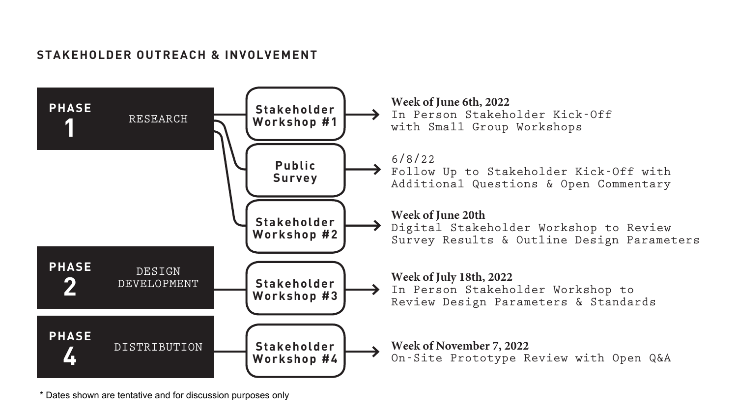## STAKEHOLDER OUTREACH & INVOLVEMENT

**PHASE 1** RESEARCH

**Stakeholder Workshop #1**

**Week of June 6th, 2022**
In Person Stakeholder Kick-Off with Small Group Workshops

**Public Survey**

6/8/22
Follow Up to Stakeholder Kick-Off with Additional Questions & Open Commentary

**Stakeholder Workshop #2**

**Week of June 20th**
Digital Stakeholder Workshop to Review Survey Results & Outline Design Parameters

**PHASE 2** DESIGN DEVELOPMENT

**Stakeholder Workshop #3**

**Week of July 18th, 2022**
In Person Stakeholder Workshop to Review Design Parameters & Standards

**PHASE 4** DISTRIBUTION

**Stakeholder Workshop #4**

**Week of November 7, 2022**
On-Site Prototype Review with Open Q&A

* Dates shown are tentative and for discussion purposes only